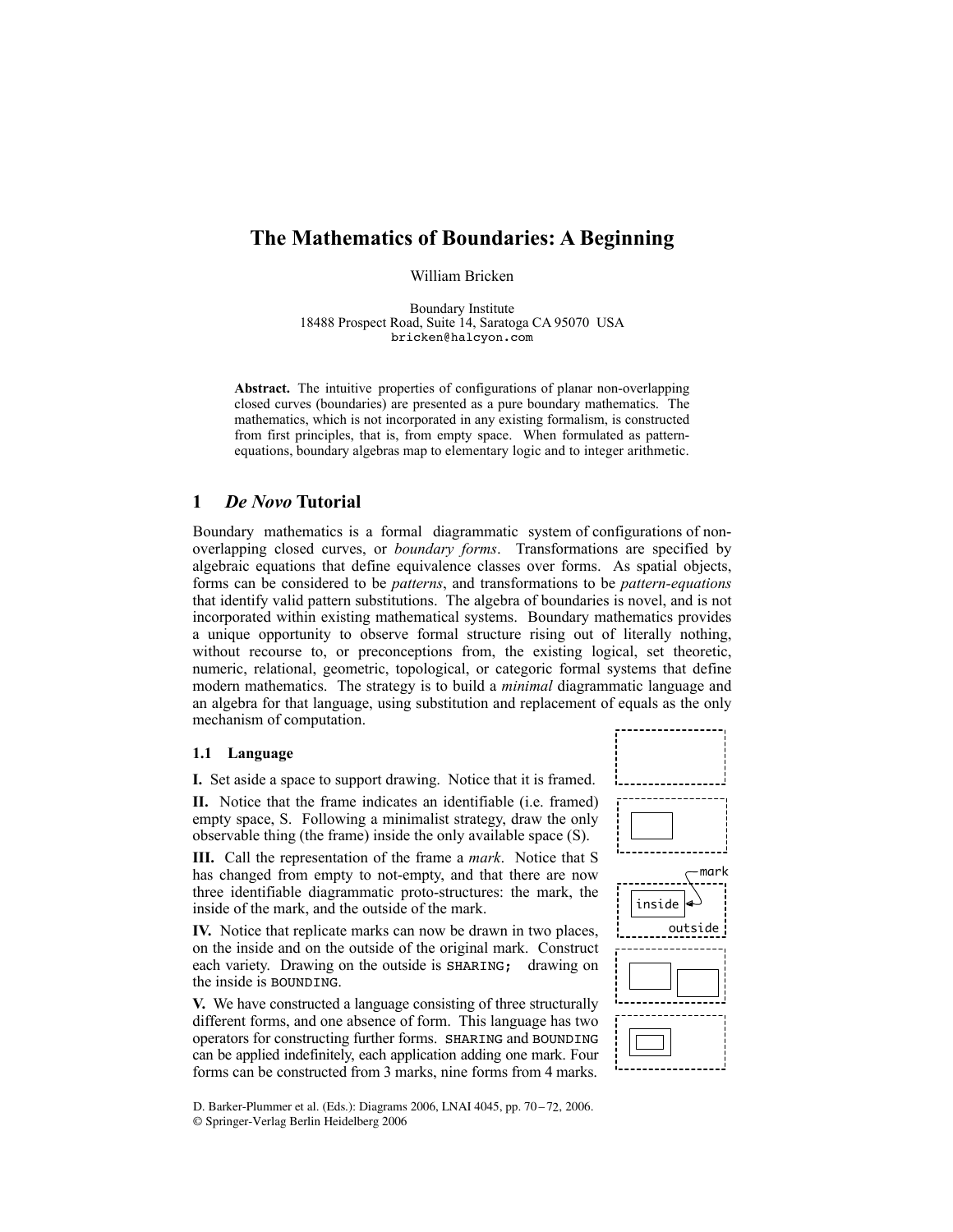# The Mathematics of Boundaries: A Beginning

William Bricken

Boundary Institute
18488 Prospect Road, Suite 14, Saratoga CA 95070 USA
bricken@halcyon.com

**Abstract.** The intuitive properties of configurations of planar non-overlapping closed curves (boundaries) are presented as a pure boundary mathematics. The mathematics, which is not incorporated in any existing formalism, is constructed from first principles, that is, from empty space. When formulated as pattern-equations, boundary algebras map to elementary logic and to integer arithmetic.

## 1 *De Novo* Tutorial

Boundary mathematics is a formal diagrammatic system of configurations of non-overlapping closed curves, or *boundary forms*. Transformations are specified by algebraic equations that define equivalence classes over forms. As spatial objects, forms can be considered to be *patterns*, and transformations to be *pattern-equations* that identify valid pattern substitutions. The algebra of boundaries is novel, and is not incorporated within existing mathematical systems. Boundary mathematics provides a unique opportunity to observe formal structure rising out of literally nothing, without recourse to, or preconceptions from, the existing logical, set theoretic, numeric, relational, geometric, topological, or categoric formal systems that define modern mathematics. The strategy is to build a *minimal* diagrammatic language and an algebra for that language, using substitution and replacement of equals as the only mechanism of computation.

### 1.1 Language

**I.** Set aside a space to support drawing. Notice that it is framed.

**II.** Notice that the frame indicates an identifiable (i.e. framed) empty space, S. Following a minimalist strategy, draw the only observable thing (the frame) inside the only available space (S).

**III.** Call the representation of the frame a *mark*. Notice that S has changed from empty to not-empty, and that there are now three identifiable diagrammatic proto-structures: the mark, the inside of the mark, and the outside of the mark.

mark

inside

outside

**IV.** Notice that replicate marks can now be drawn in two places, on the inside and on the outside of the original mark. Construct each variety. Drawing on the outside is SHARING; drawing on the inside is BOUNDING.

**V.** We have constructed a language consisting of three structurally different forms, and one absence of form. This language has two operators for constructing further forms. SHARING and BOUNDING can be applied indefinitely, each application adding one mark. Four forms can be constructed from 3 marks, nine forms from 4 marks.

D. Barker-Plummer et al. (Eds.): Diagrams 2006, LNAI 4045, pp. 70 – 72, 2006.
© Springer-Verlag Berlin Heidelberg 2006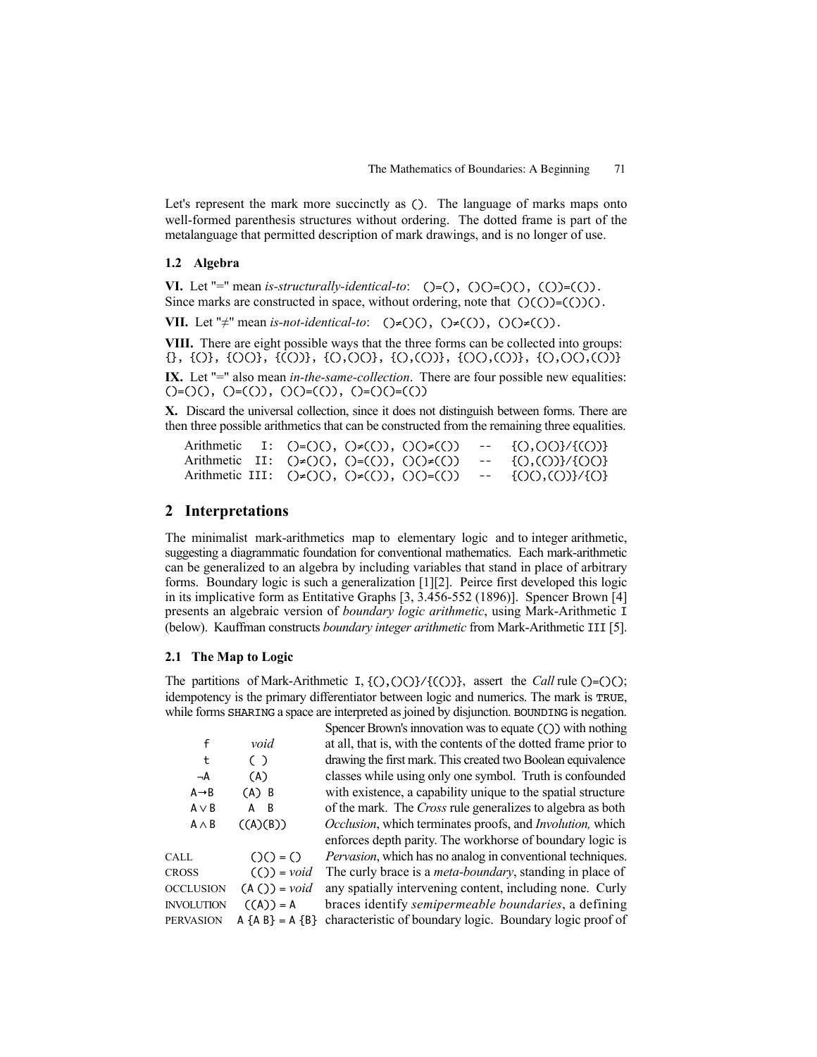Let's represent the mark more succinctly as `()`. The language of marks maps onto well-formed parenthesis structures without ordering. The dotted frame is part of the metalanguage that permitted description of mark drawings, and is no longer of use.

### 1.2 Algebra

**VI.** Let "=" mean *is-structurally-identical-to*: `()=(), ()()=()(), (())=(())`. Since marks are constructed in space, without ordering, note that `()(())=(())()`.

**VII.** Let "≠" mean *is-not-identical-to*: `()≠()(), ()≠(()), ()()≠(())`.

**VIII.** There are eight possible ways that the three forms can be collected into groups: `{}, {()}, {()()}, {(())}, {(),()()}, {(),(())}, {()(),(())}, {(),()(),(())}`

**IX.** Let "=" also mean *in-the-same-collection*. There are four possible new equalities: `()=()(), ()=(()), ()()=(()), ()=()()=(())`

**X.** Discard the universal collection, since it does not distinguish between forms. There are then three possible arithmetics that can be constructed from the remaining three equalities.

```
Arithmetic   I: ()=()(), ()≠(()), ()()≠(())   --   {(),()()}/{(())}
Arithmetic  II: ()≠()(), ()=(()), ()()≠(())   --   {(),(())}/{()()}
Arithmetic III: ()≠()(), ()≠(()), ()()=(())   --   {()(),(())}/{()}
```

## 2 Interpretations

The minimalist mark-arithmetics map to elementary logic and to integer arithmetic, suggesting a diagrammatic foundation for conventional mathematics. Each mark-arithmetic can be generalized to an algebra by including variables that stand in place of arbitrary forms. Boundary logic is such a generalization [1][2]. Peirce first developed this logic in its implicative form as Entitative Graphs [3, 3.456-552 (1896)]. Spencer Brown [4] presents an algebraic version of *boundary logic arithmetic*, using Mark-Arithmetic `I` (below). Kauffman constructs *boundary integer arithmetic* from Mark-Arithmetic `III` [5].

### 2.1 The Map to Logic

The partitions of Mark-Arithmetic `I`, `{(),()()}/{(())}`, assert the *Call* rule `()=()()`; idempotency is the primary differentiator between logic and numerics. The mark is `TRUE`, while forms `SHARING` a space are interpreted as joined by disjunction. `BOUNDING` is negation.

| | |
|---|---|
| `f` | *void* |
| `t` | `( )` |
| `¬A` | `(A)` |
| `A→B` | `(A) B` |
| `A ∨ B` | `A B` |
| `A ∧ B` | `((A)(B))` |
| CALL | `()() = ()` |
| CROSS | `(()) = ` *void* |
| OCCLUSION | `(A ()) = ` *void* |
| INVOLUTION | `((A)) = A` |
| PERVASION | `A {A B} = A {B}` |

Spencer Brown's innovation was to equate `(())` with nothing at all, that is, with the contents of the dotted frame prior to drawing the first mark. This created two Boolean equivalence classes while using only one symbol. Truth is confounded with existence, a capability unique to the spatial structure of the mark. The *Cross* rule generalizes to algebra as both *Occlusion*, which terminates proofs, and *Involution,* which enforces depth parity. The workhorse of boundary logic is *Pervasion*, which has no analog in conventional techniques. The curly brace is a *meta-boundary*, standing in place of any spatially intervening content, including none. Curly braces identify *semipermeable boundaries*, a defining characteristic of boundary logic. Boundary logic proof of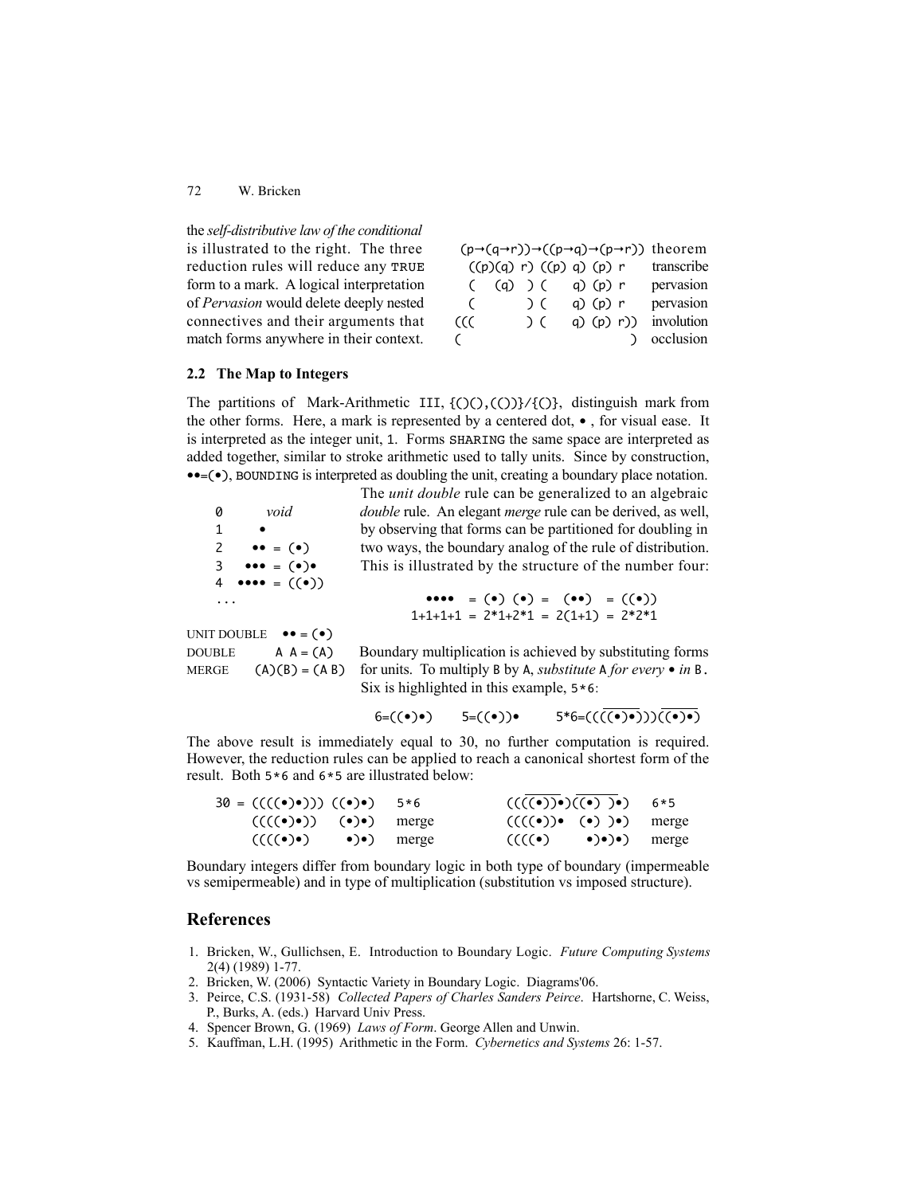the *self-distributive law of the conditional* is illustrated to the right. The three reduction rules will reduce any TRUE form to a mark. A logical interpretation of *Pervasion* would delete deeply nested connectives and their arguments that match forms anywhere in their context.

```
 (p→(q→r))→((p→q)→(p→r))  theorem
  ((p)(q) r) ((p) q) (p) r  transcribe
  (   (q)  ) (   q) (p) r   pervasion
  (        ) (   q) (p) r   pervasion
(((        ) (   q) (p) r)) involution
 (                        ) occlusion
```

### 2.2 The Map to Integers

The partitions of Mark-Arithmetic III, {()(),(())}/{()}, distinguish mark from the other forms. Here, a mark is represented by a centered dot, • , for visual ease. It is interpreted as the integer unit, 1. Forms SHARING the same space are interpreted as added together, similar to stroke arithmetic used to tally units. Since by construction, ••=(•), BOUNDING is interpreted as doubling the unit, creating a boundary place notation.

```
0      void
1       •
2     •• = (•)
3    ••• = (•)•
4   •••• = ((•))
...
```

The *unit double* rule can be generalized to an algebraic *double* rule. An elegant *merge* rule can be derived, as well, by observing that forms can be partitioned for doubling in two ways, the boundary analog of the rule of distribution. This is illustrated by the structure of the number four:

```
  ••••  = (•) (•) =  (••)  = ((•))
1+1+1+1 = 2*1+2*1 = 2(1+1) = 2*2*1
```

```
UNIT DOUBLE   •• = (•)
DOUBLE       A A = (A)
MERGE   (A)(B) = (A B)
```

Boundary multiplication is achieved by substituting forms for units. To multiply B by A, *substitute* A *for every* • *in* B. Six is highlighted in this example, 5*6:

```
6=((•)•)     5=((•))•     5*6=((((•)•)))((•)•)
```

The above result is immediately equal to 30, no further computation is required. However, the reduction rules can be applied to reach a canonical shortest form of the result. Both 5*6 and 6*5 are illustrated below:

```
30 = ((((•)•))) ((•)•)   5*6       ((((•))•)((•) )•)   6*5
     ((((•)•))   (•)•)   merge     ((((•))•  (•) )•)   merge
     ((((•)•)      •)•)  merge     ((((•)      •)•)•)  merge
```

Boundary integers differ from boundary logic in both type of boundary (impermeable vs semipermeable) and in type of multiplication (substitution vs imposed structure).

## References

1. Bricken, W., Gullichsen, E. Introduction to Boundary Logic. *Future Computing Systems* 2(4) (1989) 1-77.
2. Bricken, W. (2006) Syntactic Variety in Boundary Logic. Diagrams'06.
3. Peirce, C.S. (1931-58) *Collected Papers of Charles Sanders Peirce*. Hartshorne, C. Weiss, P., Burks, A. (eds.) Harvard Univ Press.
4. Spencer Brown, G. (1969) *Laws of Form*. George Allen and Unwin.
5. Kauffman, L.H. (1995) Arithmetic in the Form. *Cybernetics and Systems* 26: 1-57.